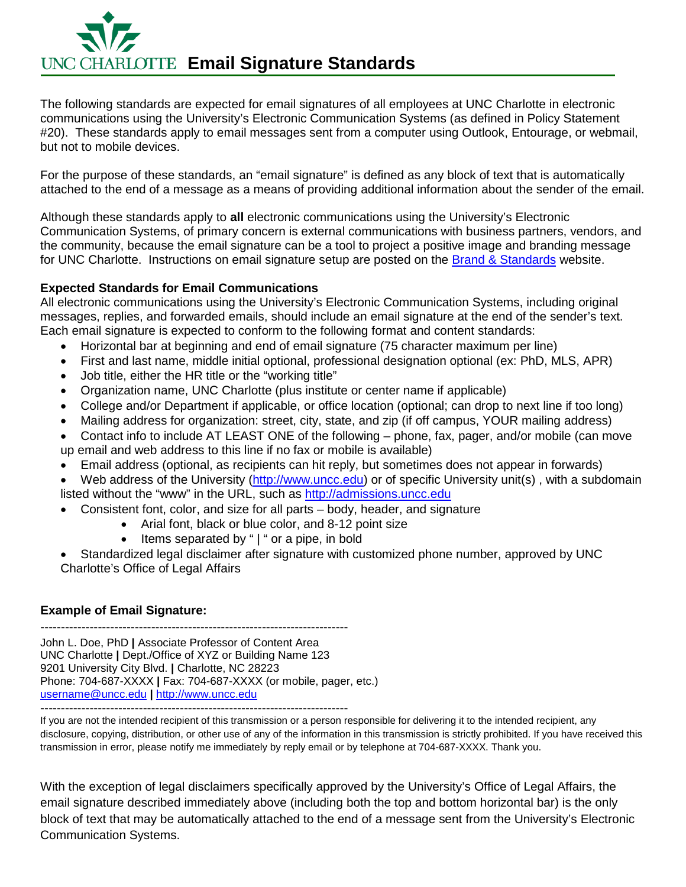# UNC CHARLOTTE Email Signature Standards

The following standards are expected for email signatures of all employees at UNC Charlotte in electronic communications using the University's Electronic Communication Systems (as defined in Policy Statement #20). These standards apply to email messages sent from a computer using Outlook, Entourage, or webmail, but not to mobile devices.

For the purpose of these standards, an "email signature" is defined as any block of text that is automatically attached to the end of a message as a means of providing additional information about the sender of the email.

Although these standards apply to **all** electronic communications using the University's Electronic Communication Systems, of primary concern is external communications with business partners, vendors, and the community, because the email signature can be a tool to project a positive image and branding message for UNC Charlotte. Instructions on email signature setup are posted on the Brand & Standards website.

**Expected Standards for Email Communications**

All electronic communications using the University's Electronic Communication Systems, including original messages, replies, and forwarded emails, should include an email signature at the end of the sender's text. Each email signature is expected to conform to the following format and content standards:

- Horizontal bar at beginning and end of email signature (75 character maximum per line)
- First and last name, middle initial optional, professional designation optional (ex: PhD, MLS, APR)
- Job title, either the HR title or the "working title"
- Organization name, UNC Charlotte (plus institute or center name if applicable)
- College and/or Department if applicable, or office location (optional; can drop to next line if too long)
- Mailing address for organization: street, city, state, and zip (if off campus, YOUR mailing address)
- Contact info to include AT LEAST ONE of the following – phone, fax, pager, and/or mobile (can move up email and web address to this line if no fax or mobile is available)
- Email address (optional, as recipients can hit reply, but sometimes does not appear in forwards)
- Web address of the University (http://www.uncc.edu) or of specific University unit(s) , with a subdomain listed without the "www" in the URL, such as http://admissions.uncc.edu
- Consistent font, color, and size for all parts – body, header, and signature
  - Arial font, black or blue color, and 8-12 point size
  - Items separated by " | " or a pipe, in bold
- Standardized legal disclaimer after signature with customized phone number, approved by UNC Charlotte's Office of Legal Affairs

**Example of Email Signature:**

---------------------------------------------------------------------------

John L. Doe, PhD **|** Associate Professor of Content Area
UNC Charlotte **|** Dept./Office of XYZ or Building Name 123
9201 University City Blvd. **|** Charlotte, NC 28223
Phone: 704-687-XXXX **|** Fax: 704-687-XXXX (or mobile, pager, etc.)
username@uncc.edu **|** http://www.uncc.edu

---------------------------------------------------------------------------

If you are not the intended recipient of this transmission or a person responsible for delivering it to the intended recipient, any disclosure, copying, distribution, or other use of any of the information in this transmission is strictly prohibited. If you have received this transmission in error, please notify me immediately by reply email or by telephone at 704-687-XXXX. Thank you.

With the exception of legal disclaimers specifically approved by the University's Office of Legal Affairs, the email signature described immediately above (including both the top and bottom horizontal bar) is the only block of text that may be automatically attached to the end of a message sent from the University's Electronic Communication Systems.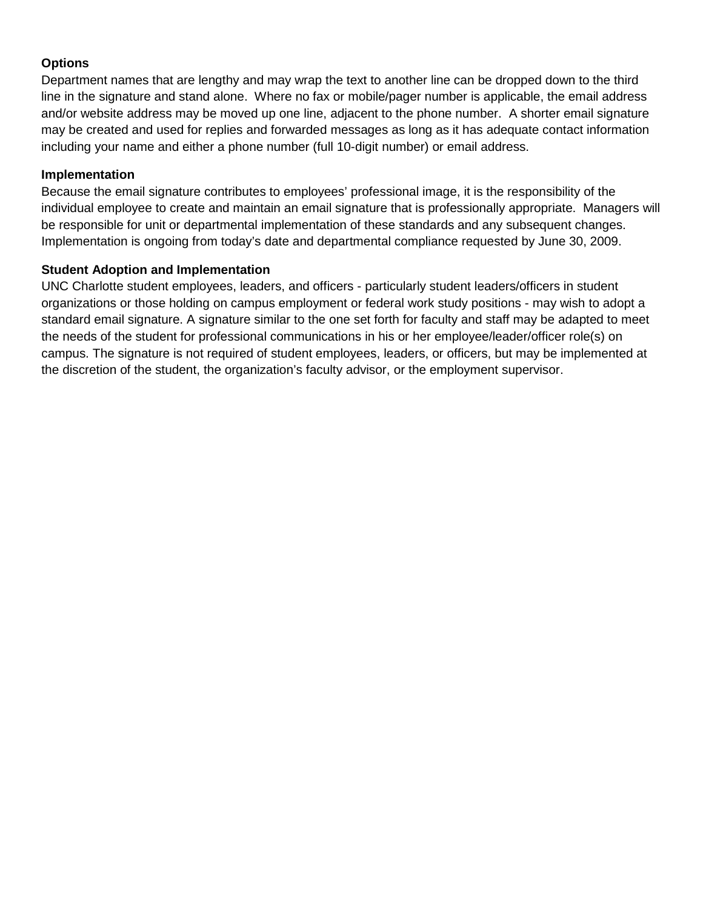**Options**

Department names that are lengthy and may wrap the text to another line can be dropped down to the third line in the signature and stand alone. Where no fax or mobile/pager number is applicable, the email address and/or website address may be moved up one line, adjacent to the phone number. A shorter email signature may be created and used for replies and forwarded messages as long as it has adequate contact information including your name and either a phone number (full 10-digit number) or email address.

**Implementation**

Because the email signature contributes to employees' professional image, it is the responsibility of the individual employee to create and maintain an email signature that is professionally appropriate. Managers will be responsible for unit or departmental implementation of these standards and any subsequent changes. Implementation is ongoing from today's date and departmental compliance requested by June 30, 2009.

**Student Adoption and Implementation**

UNC Charlotte student employees, leaders, and officers - particularly student leaders/officers in student organizations or those holding on campus employment or federal work study positions - may wish to adopt a standard email signature. A signature similar to the one set forth for faculty and staff may be adapted to meet the needs of the student for professional communications in his or her employee/leader/officer role(s) on campus. The signature is not required of student employees, leaders, or officers, but may be implemented at the discretion of the student, the organization's faculty advisor, or the employment supervisor.